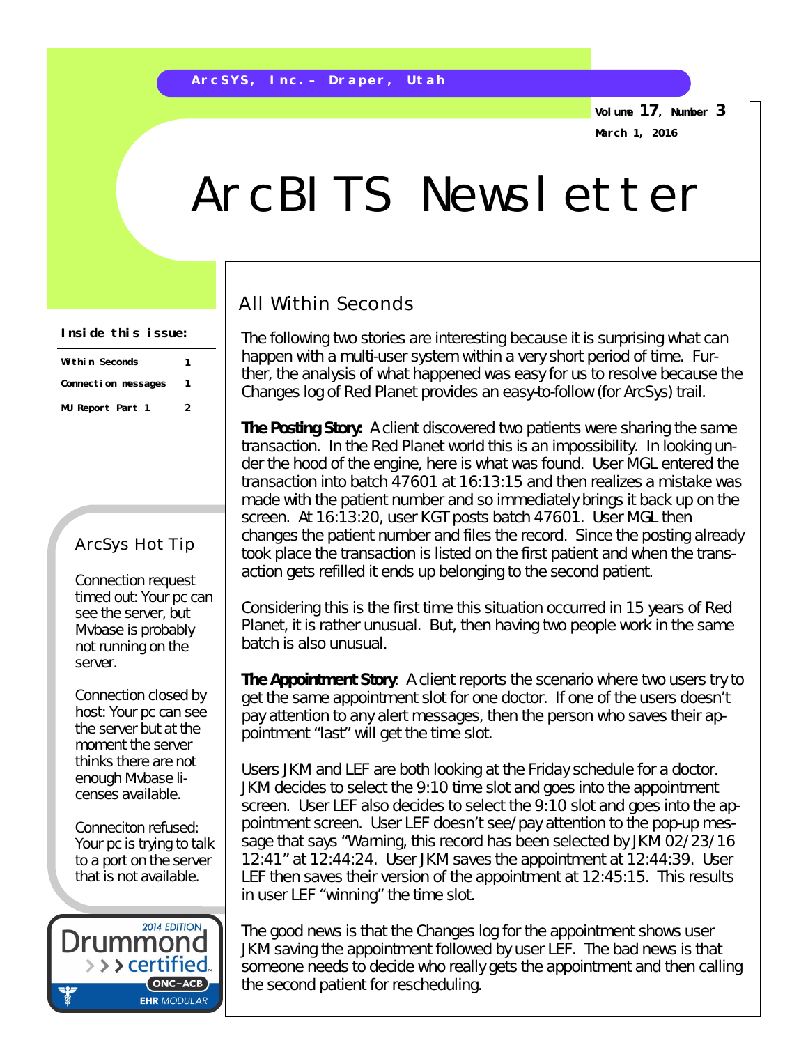ArcSYS, Inc. – Draper, Utah

Volume 17, Number 3
March 1, 2016

# ArcBITS Newsletter

**Inside this issue:**

| | |
|---|---|
| Within Seconds | 1 |
| Connection messages | 1 |
| MU Report Part 1 | 2 |

## All Within Seconds

The following two stories are interesting because it is surprising what can happen with a multi-user system within a very short period of time. Further, the analysis of what happened was easy for us to resolve because the Changes log of Red Planet provides an easy-to-follow (for ArcSys) trail.

**The Posting Story:** A client discovered two patients were sharing the same transaction. In the Red Planet world this is an impossibility. In looking under the hood of the engine, here is what was found. User MGL entered the transaction into batch 47601 at 16:13:15 and then realizes a mistake was made with the patient number and so immediately brings it back up on the screen. At 16:13:20, user KGT posts batch 47601. User MGL then changes the patient number and files the record. Since the posting already took place the transaction is listed on the first patient and when the transaction gets refilled it ends up belonging to the second patient.

Considering this is the first time this situation occurred in 15 years of Red Planet, it is rather unusual. But, then having two people work in the same batch is also unusual.

**The Appointment Story**: A client reports the scenario where two users try to get the same appointment slot for one doctor. If one of the users doesn't pay attention to any alert messages, then the person who saves their appointment "last" will get the time slot.

Users JKM and LEF are both looking at the Friday schedule for a doctor. JKM decides to select the 9:10 time slot and goes into the appointment screen. User LEF also decides to select the 9:10 slot and goes into the appointment screen. User LEF doesn't see/pay attention to the pop-up message that says "Warning, this record has been selected by JKM 02/23/16 12:41" at 12:44:24. User JKM saves the appointment at 12:44:39. User LEF then saves their version of the appointment at 12:45:15. This results in user LEF "winning" the time slot.

The good news is that the Changes log for the appointment shows user JKM saving the appointment followed by user LEF. The bad news is that someone needs to decide who really gets the appointment and then calling the second patient for rescheduling.

## ArcSys Hot Tip

Connection request timed out: Your pc can see the server, but Mvbase is probably not running on the server.

Connection closed by host: Your pc can see the server but at the moment the server thinks there are not enough Mvbase licenses available.

Conneciton refused: Your pc is trying to talk to a port on the server that is not available.

2014 EDITION Drummond certified ONC-ACB EHR MODULAR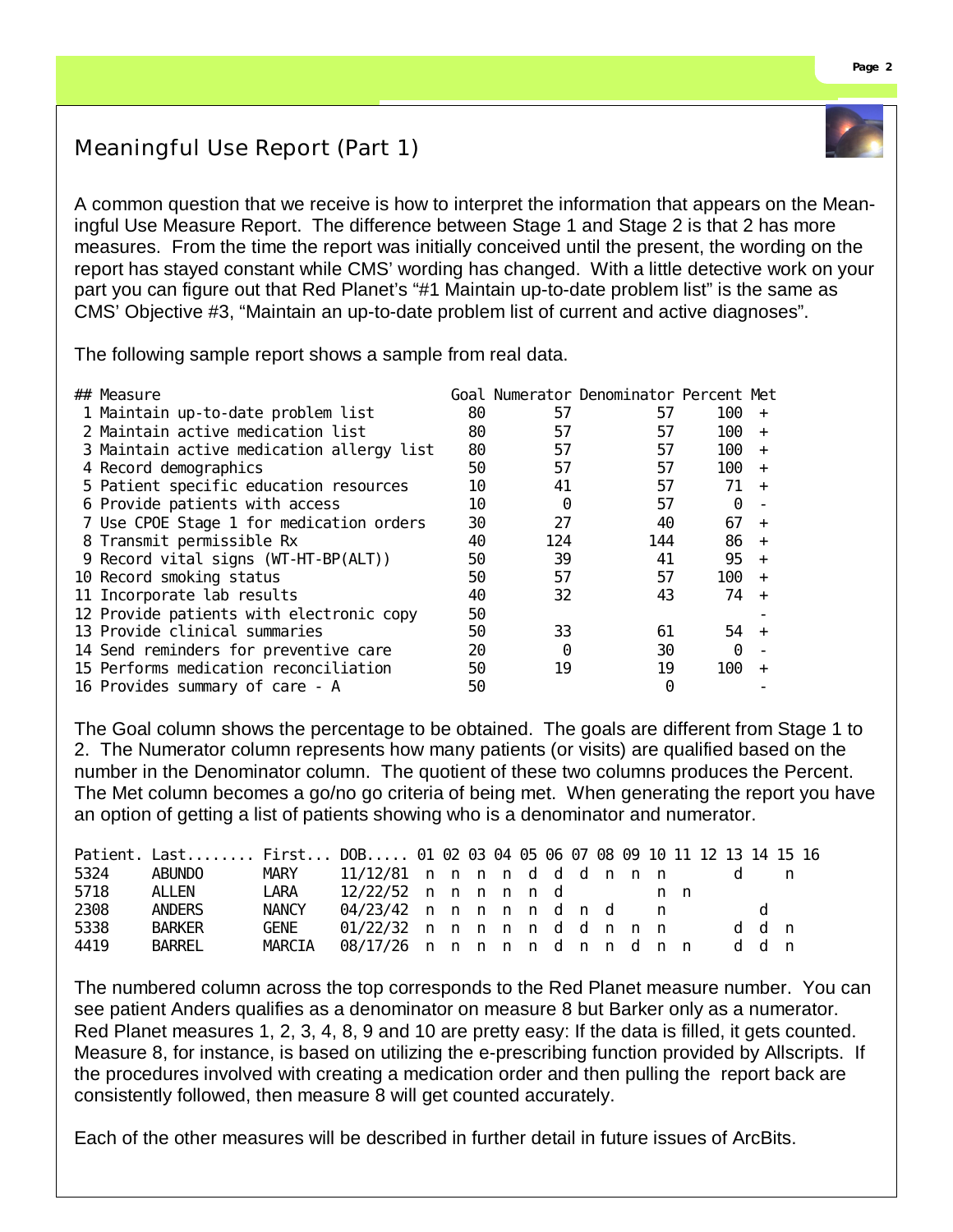## Meaningful Use Report (Part 1)

A common question that we receive is how to interpret the information that appears on the Meaningful Use Measure Report. The difference between Stage 1 and Stage 2 is that 2 has more measures. From the time the report was initially conceived until the present, the wording on the report has stayed constant while CMS' wording has changed. With a little detective work on your part you can figure out that Red Planet's "#1 Maintain up-to-date problem list" is the same as CMS' Objective #3, "Maintain an up-to-date problem list of current and active diagnoses".

The following sample report shows a sample from real data.

| ## | Measure | Goal | Numerator | Denominator | Percent | Met |
|---|---|---|---|---|---|---|
| 1 | Maintain up-to-date problem list | 80 | 57 | 57 | 100 | + |
| 2 | Maintain active medication list | 80 | 57 | 57 | 100 | + |
| 3 | Maintain active medication allergy list | 80 | 57 | 57 | 100 | + |
| 4 | Record demographics | 50 | 57 | 57 | 100 | + |
| 5 | Patient specific education resources | 10 | 41 | 57 | 71 | + |
| 6 | Provide patients with access | 10 | 0 | 57 | 0 | - |
| 7 | Use CPOE Stage 1 for medication orders | 30 | 27 | 40 | 67 | + |
| 8 | Transmit permissible Rx | 40 | 124 | 144 | 86 | + |
| 9 | Record vital signs (WT-HT-BP(ALT)) | 50 | 39 | 41 | 95 | + |
| 10 | Record smoking status | 50 | 57 | 57 | 100 | + |
| 11 | Incorporate lab results | 40 | 32 | 43 | 74 | + |
| 12 | Provide patients with electronic copy | 50 | | | | - |
| 13 | Provide clinical summaries | 50 | 33 | 61 | 54 | + |
| 14 | Send reminders for preventive care | 20 | 0 | 30 | 0 | - |
| 15 | Performs medication reconciliation | 50 | 19 | 19 | 100 | + |
| 16 | Provides summary of care - A | 50 | | 0 | | - |

The Goal column shows the percentage to be obtained. The goals are different from Stage 1 to 2. The Numerator column represents how many patients (or visits) are qualified based on the number in the Denominator column. The quotient of these two columns produces the Percent. The Met column becomes a go/no go criteria of being met. When generating the report you have an option of getting a list of patients showing who is a denominator and numerator.

| Patient. | Last........ | First... | DOB..... | 01 | 02 | 03 | 04 | 05 | 06 | 07 | 08 | 09 | 10 | 11 | 12 | 13 | 14 | 15 | 16 |
|---|---|---|---|---|---|---|---|---|---|---|---|---|---|---|---|---|---|---|---|
| 5324 | ABUNDO | MARY | 11/12/81 | n | n | n | n | d | d | d | n | n | n | | | d | | n | |
| 5718 | ALLEN | LARA | 12/22/52 | n | n | n | n | n | d | | | | n | n | | | | | |
| 2308 | ANDERS | NANCY | 04/23/42 | n | n | n | n | n | d | n | d | | n | | | | d | | |
| 5338 | BARKER | GENE | 01/22/32 | n | n | n | n | n | d | d | n | n | n | | | d | d | n | |
| 4419 | BARREL | MARCIA | 08/17/26 | n | n | n | n | n | d | n | n | d | n | n | | d | d | n | |

The numbered column across the top corresponds to the Red Planet measure number. You can see patient Anders qualifies as a denominator on measure 8 but Barker only as a numerator. Red Planet measures 1, 2, 3, 4, 8, 9 and 10 are pretty easy: If the data is filled, it gets counted. Measure 8, for instance, is based on utilizing the e-prescribing function provided by Allscripts. If the procedures involved with creating a medication order and then pulling the report back are consistently followed, then measure 8 will get counted accurately.

Each of the other measures will be described in further detail in future issues of ArcBits.